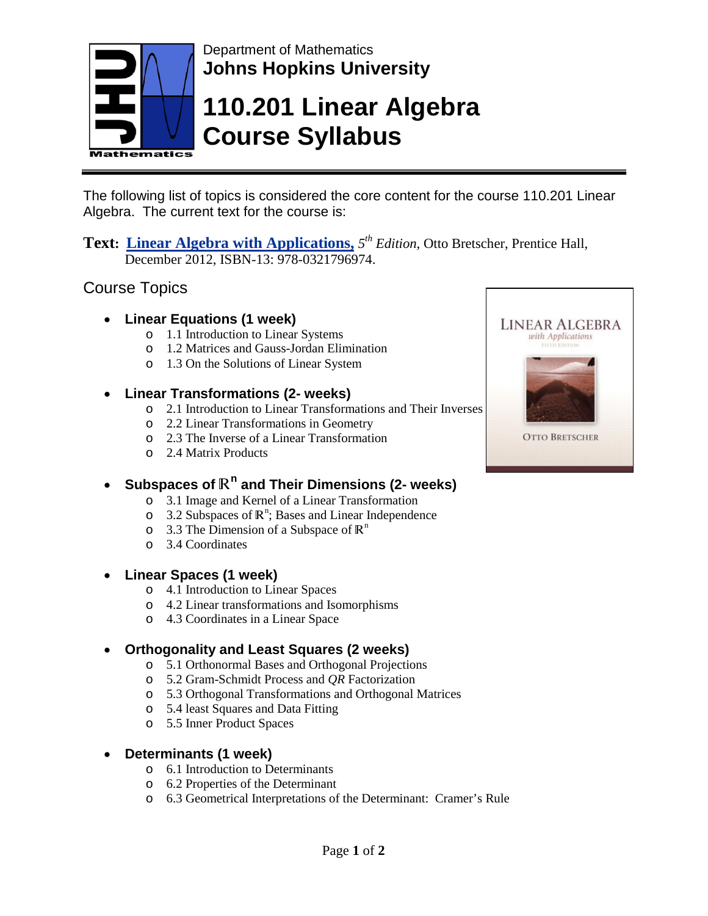Department of Mathematics

**Johns Hopkins University**

# 110.201 Linear Algebra Course Syllabus

The following list of topics is considered the core content for the course 110.201 Linear Algebra. The current text for the course is:

**Text:** **Linear Algebra with Applications,** *5th Edition*, Otto Bretscher, Prentice Hall, December 2012, ISBN-13: 978-0321796974.

## Course Topics

- **Linear Equations (1 week)**
  - 1.1 Introduction to Linear Systems
  - 1.2 Matrices and Gauss-Jordan Elimination
  - 1.3 On the Solutions of Linear System
- **Linear Transformations (2- weeks)**
  - 2.1 Introduction to Linear Transformations and Their Inverses
  - 2.2 Linear Transformations in Geometry
  - 2.3 The Inverse of a Linear Transformation
  - 2.4 Matrix Products
- **Subspaces of $\mathbb{R}^n$ and Their Dimensions (2- weeks)**
  - 3.1 Image and Kernel of a Linear Transformation
  - 3.2 Subspaces of $\mathbb{R}^n$; Bases and Linear Independence
  - 3.3 The Dimension of a Subspace of $\mathbb{R}^n$
  - 3.4 Coordinates
- **Linear Spaces (1 week)**
  - 4.1 Introduction to Linear Spaces
  - 4.2 Linear transformations and Isomorphisms
  - 4.3 Coordinates in a Linear Space
- **Orthogonality and Least Squares (2 weeks)**
  - 5.1 Orthonormal Bases and Orthogonal Projections
  - 5.2 Gram-Schmidt Process and *QR* Factorization
  - 5.3 Orthogonal Transformations and Orthogonal Matrices
  - 5.4 least Squares and Data Fitting
  - 5.5 Inner Product Spaces
- **Determinants (1 week)**
  - 6.1 Introduction to Determinants
  - 6.2 Properties of the Determinant
  - 6.3 Geometrical Interpretations of the Determinant: Cramer's Rule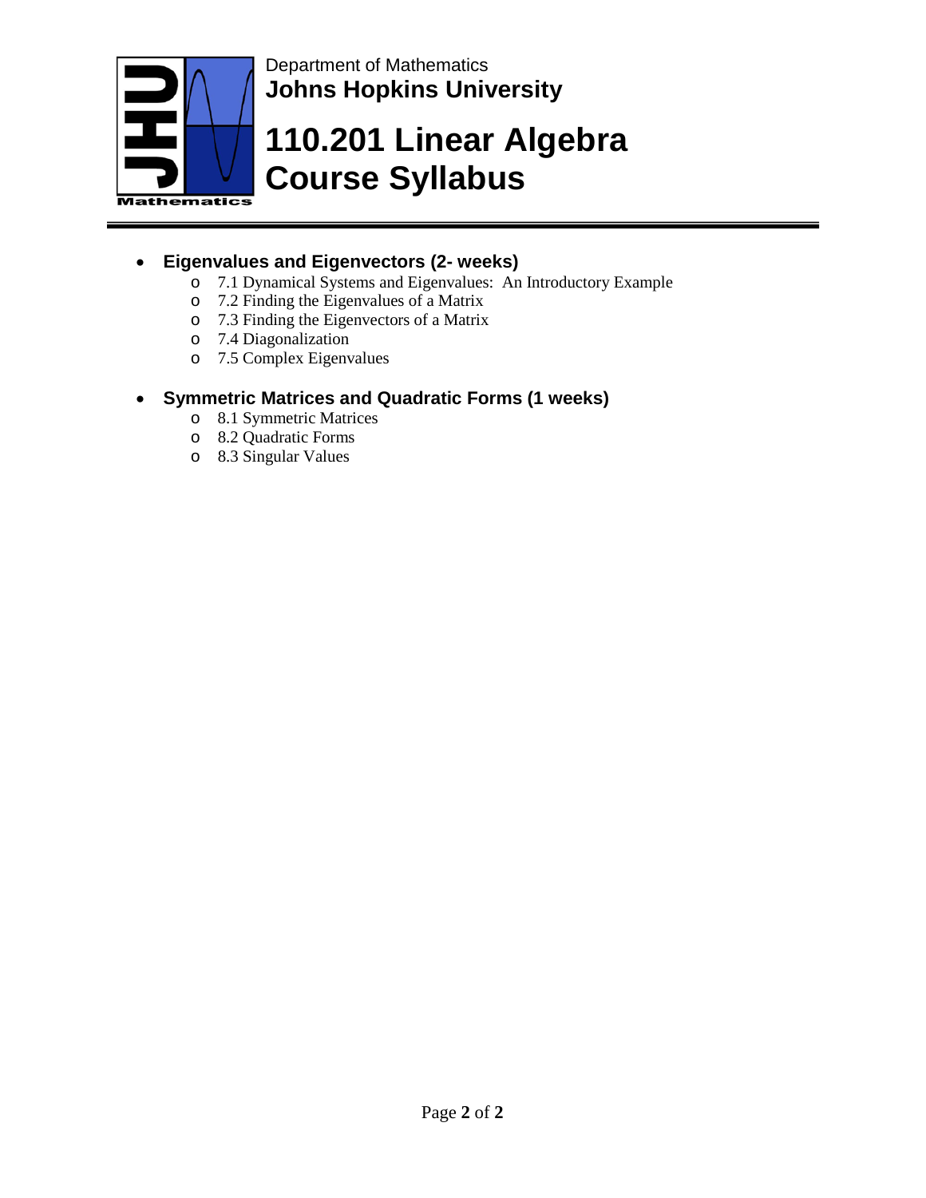Department of Mathematics
**Johns Hopkins University**

# 110.201 Linear Algebra Course Syllabus

- **Eigenvalues and Eigenvectors (2- weeks)**
  - 7.1 Dynamical Systems and Eigenvalues: An Introductory Example
  - 7.2 Finding the Eigenvalues of a Matrix
  - 7.3 Finding the Eigenvectors of a Matrix
  - 7.4 Diagonalization
  - 7.5 Complex Eigenvalues

- **Symmetric Matrices and Quadratic Forms (1 weeks)**
  - 8.1 Symmetric Matrices
  - 8.2 Quadratic Forms
  - 8.3 Singular Values